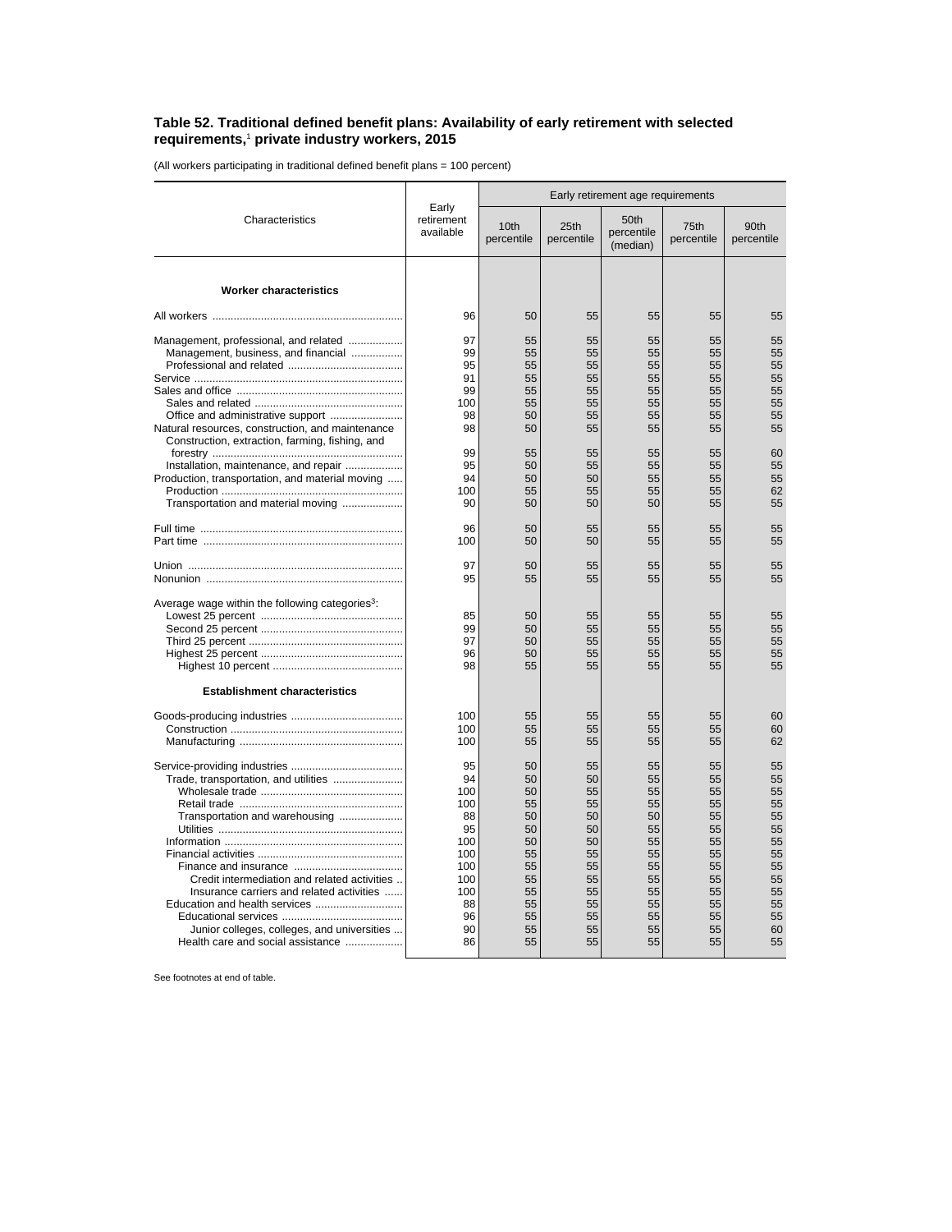## Table 52. Traditional defined benefit plans: Availability of early retirement with selected requirements,[1] private industry workers, 2015

(All workers participating in traditional defined benefit plans = 100 percent)

| Characteristics | Early retirement available | Early retirement age requirements | | | | |
|---|---|---|---|---|---|---|
| | | 10th percentile | 25th percentile | 50th percentile (median) | 75th percentile | 90th percentile |
| **Worker characteristics** | | | | | | |
| All workers | 96 | 50 | 55 | 55 | 55 | 55 |
| Management, professional, and related | 97 | 55 | 55 | 55 | 55 | 55 |
| Management, business, and financial | 99 | 55 | 55 | 55 | 55 | 55 |
| Professional and related | 95 | 55 | 55 | 55 | 55 | 55 |
| Service | 91 | 55 | 55 | 55 | 55 | 55 |
| Sales and office | 99 | 55 | 55 | 55 | 55 | 55 |
| Sales and related | 100 | 55 | 55 | 55 | 55 | 55 |
| Office and administrative support | 98 | 50 | 55 | 55 | 55 | 55 |
| Natural resources, construction, and maintenance | 98 | 50 | 55 | 55 | 55 | 55 |
| Construction, extraction, farming, fishing, and forestry | 99 | 55 | 55 | 55 | 55 | 60 |
| Installation, maintenance, and repair | 95 | 50 | 55 | 55 | 55 | 55 |
| Production, transportation, and material moving | 94 | 50 | 50 | 55 | 55 | 55 |
| Production | 100 | 55 | 55 | 55 | 55 | 62 |
| Transportation and material moving | 90 | 50 | 50 | 50 | 55 | 55 |
| Full time | 96 | 50 | 55 | 55 | 55 | 55 |
| Part time | 100 | 50 | 50 | 55 | 55 | 55 |
| Union | 97 | 50 | 55 | 55 | 55 | 55 |
| Nonunion | 95 | 55 | 55 | 55 | 55 | 55 |
| Average wage within the following categories[3]: | | | | | | |
| Lowest 25 percent | 85 | 50 | 55 | 55 | 55 | 55 |
| Second 25 percent | 99 | 50 | 55 | 55 | 55 | 55 |
| Third 25 percent | 97 | 50 | 55 | 55 | 55 | 55 |
| Highest 25 percent | 96 | 50 | 55 | 55 | 55 | 55 |
| Highest 10 percent | 98 | 55 | 55 | 55 | 55 | 55 |
| **Establishment characteristics** | | | | | | |
| Goods-producing industries | 100 | 55 | 55 | 55 | 55 | 60 |
| Construction | 100 | 55 | 55 | 55 | 55 | 60 |
| Manufacturing | 100 | 55 | 55 | 55 | 55 | 62 |
| Service-providing industries | 95 | 50 | 55 | 55 | 55 | 55 |
| Trade, transportation, and utilities | 94 | 50 | 50 | 55 | 55 | 55 |
| Wholesale trade | 100 | 50 | 55 | 55 | 55 | 55 |
| Retail trade | 100 | 55 | 55 | 55 | 55 | 55 |
| Transportation and warehousing | 88 | 50 | 50 | 50 | 55 | 55 |
| Utilities | 95 | 50 | 50 | 55 | 55 | 55 |
| Information | 100 | 50 | 50 | 55 | 55 | 55 |
| Financial activities | 100 | 55 | 55 | 55 | 55 | 55 |
| Finance and insurance | 100 | 55 | 55 | 55 | 55 | 55 |
| Credit intermediation and related activities | 100 | 55 | 55 | 55 | 55 | 55 |
| Insurance carriers and related activities | 100 | 55 | 55 | 55 | 55 | 55 |
| Education and health services | 88 | 55 | 55 | 55 | 55 | 55 |
| Educational services | 96 | 55 | 55 | 55 | 55 | 55 |
| Junior colleges, colleges, and universities | 90 | 55 | 55 | 55 | 55 | 60 |
| Health care and social assistance | 86 | 55 | 55 | 55 | 55 | 55 |

See footnotes at end of table.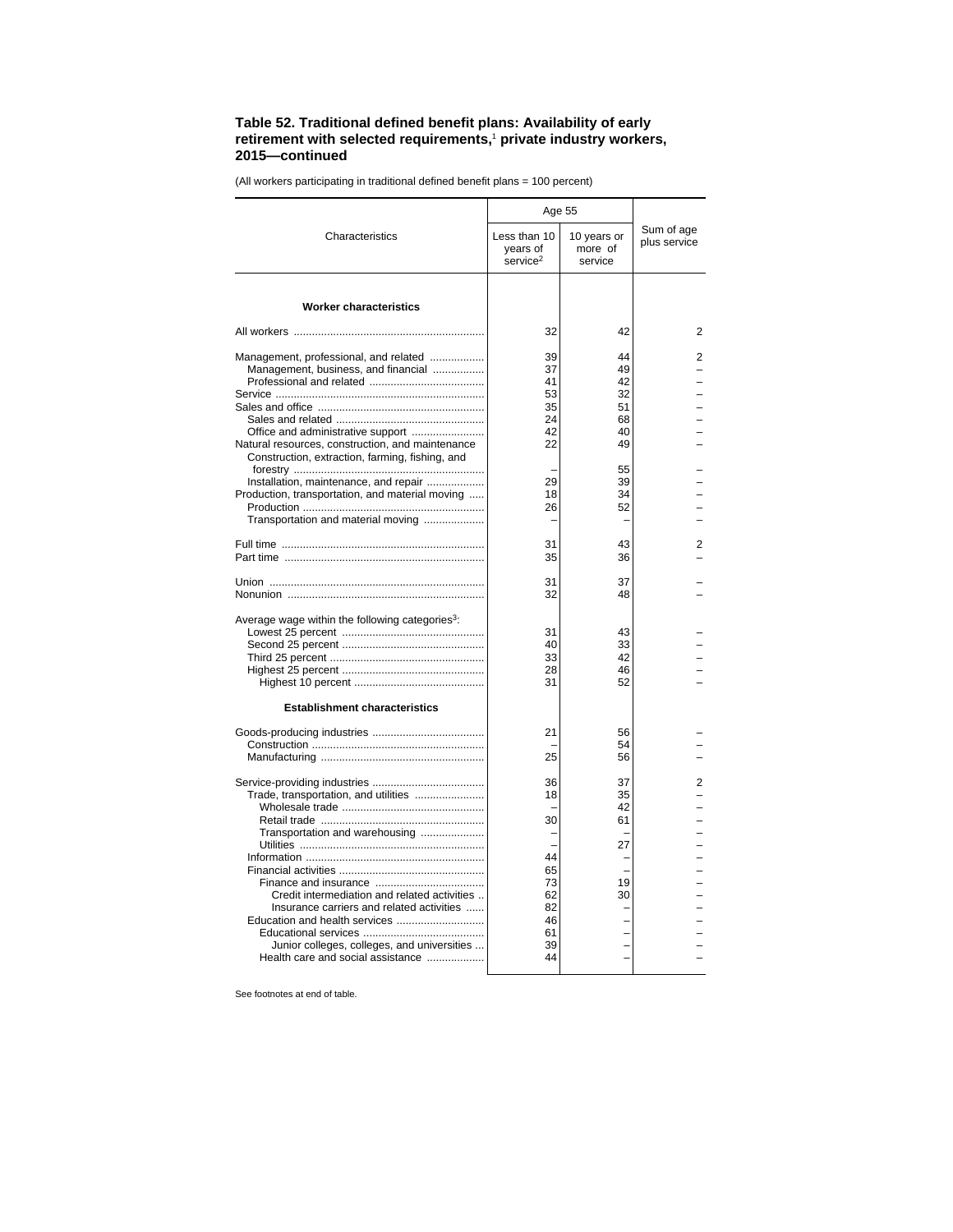### Table 52. Traditional defined benefit plans: Availability of early retirement with selected requirements,[1] private industry workers, 2015—continued

(All workers participating in traditional defined benefit plans = 100 percent)

| Characteristics | Age 55 | | Sum of age plus service |
|---|---|---|---|
| | Less than 10 years of service[2] | 10 years or more of service | |
| **Worker characteristics** | | | |
| All workers | 32 | 42 | 2 |
| Management, professional, and related | 39 | 44 | 2 |
| Management, business, and financial | 37 | 49 | – |
| Professional and related | 41 | 42 | – |
| Service | 53 | 32 | – |
| Sales and office | 35 | 51 | – |
| Sales and related | 24 | 68 | – |
| Office and administrative support | 42 | 40 | – |
| Natural resources, construction, and maintenance | 22 | 49 | – |
| Construction, extraction, farming, fishing, and forestry | – | 55 | – |
| Installation, maintenance, and repair | 29 | 39 | – |
| Production, transportation, and material moving | 18 | 34 | – |
| Production | 26 | 52 | – |
| Transportation and material moving | – | – | – |
| Full time | 31 | 43 | 2 |
| Part time | 35 | 36 | – |
| Union | 31 | 37 | – |
| Nonunion | 32 | 48 | – |
| Average wage within the following categories[3]: | | | |
| Lowest 25 percent | 31 | 43 | – |
| Second 25 percent | 40 | 33 | – |
| Third 25 percent | 33 | 42 | – |
| Highest 25 percent | 28 | 46 | – |
| Highest 10 percent | 31 | 52 | – |
| **Establishment characteristics** | | | |
| Goods-producing industries | 21 | 56 | – |
| Construction | – | 54 | – |
| Manufacturing | 25 | 56 | – |
| Service-providing industries | 36 | 37 | 2 |
| Trade, transportation, and utilities | 18 | 35 | – |
| Wholesale trade | – | 42 | – |
| Retail trade | 30 | 61 | – |
| Transportation and warehousing | – | – | – |
| Utilities | – | 27 | – |
| Information | 44 | – | – |
| Financial activities | 65 | – | – |
| Finance and insurance | 73 | 19 | – |
| Credit intermediation and related activities | 62 | 30 | – |
| Insurance carriers and related activities | 82 | – | – |
| Education and health services | 46 | – | – |
| Educational services | 61 | – | – |
| Junior colleges, colleges, and universities | 39 | – | – |
| Health care and social assistance | 44 | – | – |

See footnotes at end of table.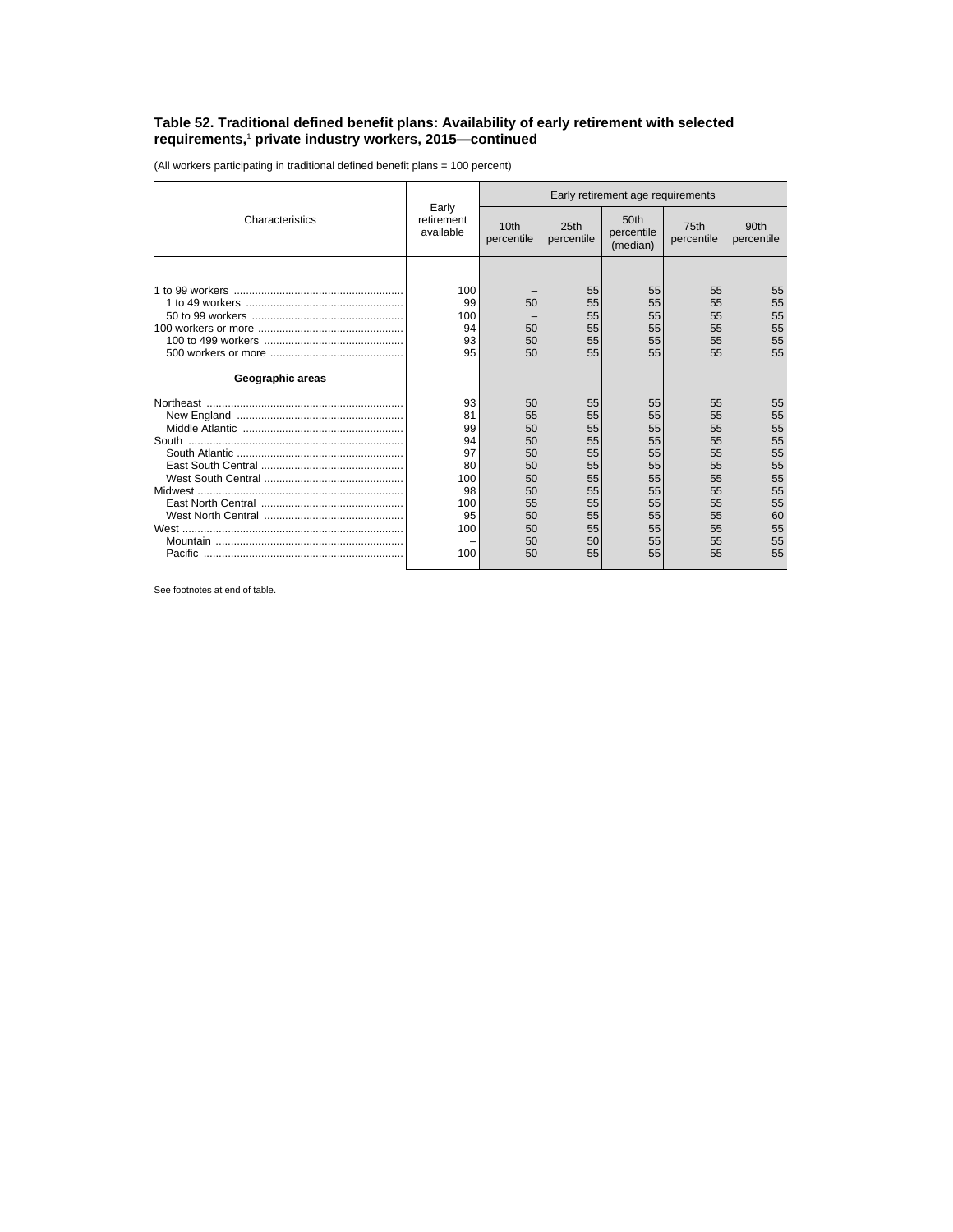### Table 52. Traditional defined benefit plans: Availability of early retirement with selected requirements,[1] private industry workers, 2015—continued

(All workers participating in traditional defined benefit plans = 100 percent)

| Characteristics | Early retirement available | Early retirement age requirements | | | | |
|---|---|---|---|---|---|---|
| | | 10th percentile | 25th percentile | 50th percentile (median) | 75th percentile | 90th percentile |
| 1 to 99 workers | 100 | – | 55 | 55 | 55 | 55 |
| 1 to 49 workers | 99 | 50 | 55 | 55 | 55 | 55 |
| 50 to 99 workers | 100 | – | 55 | 55 | 55 | 55 |
| 100 workers or more | 94 | 50 | 55 | 55 | 55 | 55 |
| 100 to 499 workers | 93 | 50 | 55 | 55 | 55 | 55 |
| 500 workers or more | 95 | 50 | 55 | 55 | 55 | 55 |
| **Geographic areas** | | | | | | |
| Northeast | 93 | 50 | 55 | 55 | 55 | 55 |
| New England | 81 | 55 | 55 | 55 | 55 | 55 |
| Middle Atlantic | 99 | 50 | 55 | 55 | 55 | 55 |
| South | 94 | 50 | 55 | 55 | 55 | 55 |
| South Atlantic | 97 | 50 | 55 | 55 | 55 | 55 |
| East South Central | 80 | 50 | 55 | 55 | 55 | 55 |
| West South Central | 100 | 50 | 55 | 55 | 55 | 55 |
| Midwest | 98 | 50 | 55 | 55 | 55 | 55 |
| East North Central | 100 | 55 | 55 | 55 | 55 | 55 |
| West North Central | 95 | 50 | 55 | 55 | 55 | 60 |
| West | 100 | 50 | 55 | 55 | 55 | 55 |
| Mountain | – | 50 | 50 | 55 | 55 | 55 |
| Pacific | 100 | 50 | 55 | 55 | 55 | 55 |

See footnotes at end of table.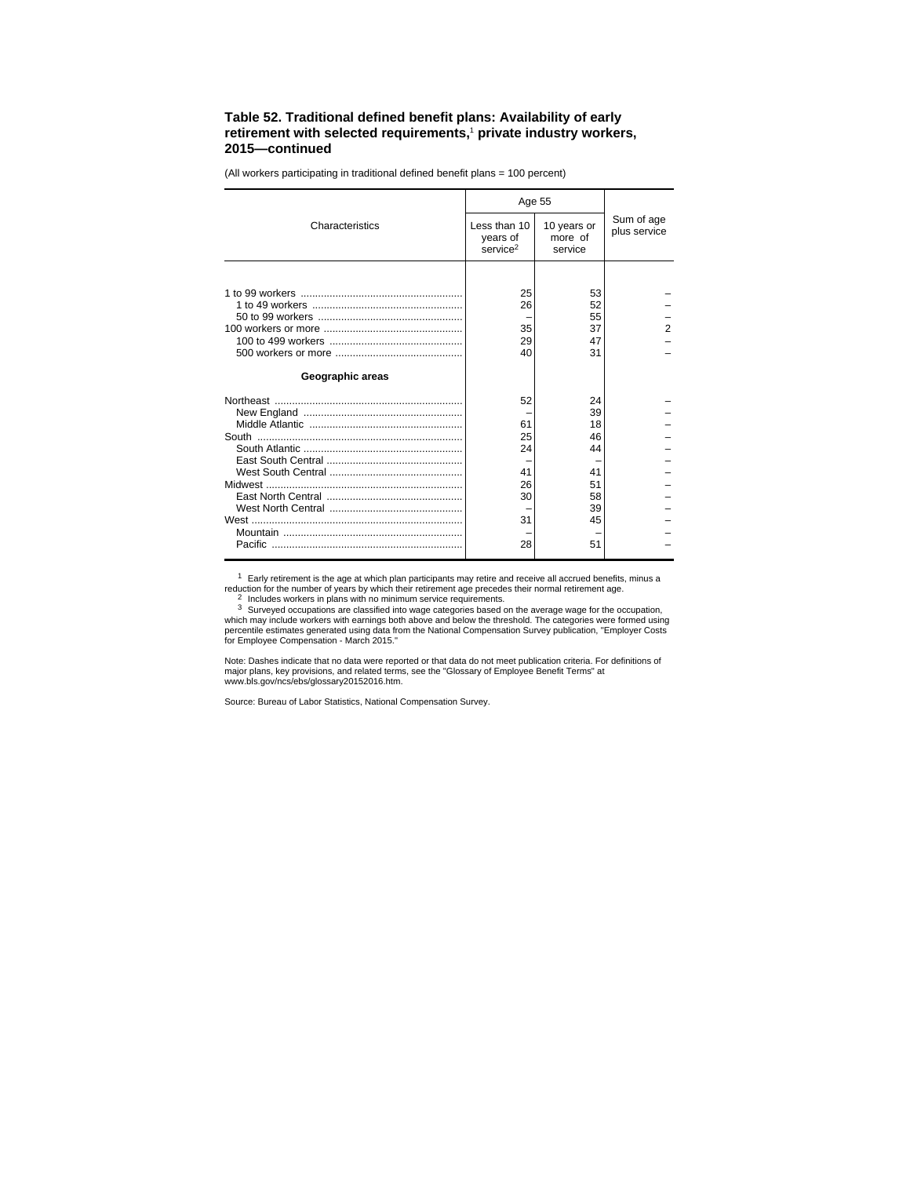### Table 52. Traditional defined benefit plans: Availability of early retirement with selected requirements,[1] private industry workers, 2015—continued

(All workers participating in traditional defined benefit plans = 100 percent)

| Characteristics | Age 55 | | Sum of age plus service |
|---|---|---|---|
| | Less than 10 years of service[2] | 10 years or more of service | |
| 1 to 99 workers | 25 | 53 | – |
| 1 to 49 workers | 26 | 52 | – |
| 50 to 99 workers | – | 55 | – |
| 100 workers or more | 35 | 37 | 2 |
| 100 to 499 workers | 29 | 47 | – |
| 500 workers or more | 40 | 31 | – |
| **Geographic areas** | | | |
| Northeast | 52 | 24 | – |
| New England | – | 39 | – |
| Middle Atlantic | 61 | 18 | – |
| South | 25 | 46 | – |
| South Atlantic | 24 | 44 | – |
| East South Central | – | – | – |
| West South Central | 41 | 41 | – |
| Midwest | 26 | 51 | – |
| East North Central | 30 | 58 | – |
| West North Central | – | 39 | – |
| West | 31 | 45 | – |
| Mountain | – | – | – |
| Pacific | 28 | 51 | – |

[1] Early retirement is the age at which plan participants may retire and receive all accrued benefits, minus a reduction for the number of years by which their retirement age precedes their normal retirement age.

[2] Includes workers in plans with no minimum service requirements.

[3] Surveyed occupations are classified into wage categories based on the average wage for the occupation, which may include workers with earnings both above and below the threshold. The categories were formed using percentile estimates generated using data from the National Compensation Survey publication, "Employer Costs for Employee Compensation - March 2015."

Note: Dashes indicate that no data were reported or that data do not meet publication criteria. For definitions of major plans, key provisions, and related terms, see the "Glossary of Employee Benefit Terms" at www.bls.gov/ncs/ebs/glossary20152016.htm.

Source: Bureau of Labor Statistics, National Compensation Survey.